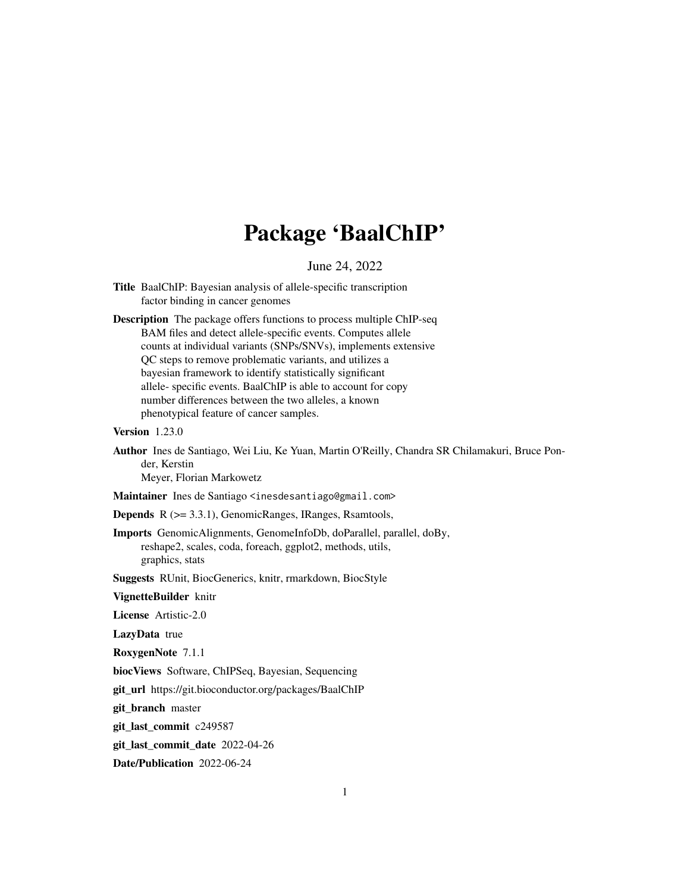# Package 'BaalChIP'

June 24, 2022

**Title** BaalChIP: Bayesian analysis of allele-specific transcription factor binding in cancer genomes

**Description** The package offers functions to process multiple ChIP-seq BAM files and detect allele-specific events. Computes allele counts at individual variants (SNPs/SNVs), implements extensive QC steps to remove problematic variants, and utilizes a bayesian framework to identify statistically significant allele- specific events. BaalChIP is able to account for copy number differences between the two alleles, a known phenotypical feature of cancer samples.

**Version** 1.23.0

**Author** Ines de Santiago, Wei Liu, Ke Yuan, Martin O'Reilly, Chandra SR Chilamakuri, Bruce Ponder, Kerstin Meyer, Florian Markowetz

**Maintainer** Ines de Santiago <inesdesantiago@gmail.com>

**Depends** R (>= 3.3.1), GenomicRanges, IRanges, Rsamtools,

**Imports** GenomicAlignments, GenomeInfoDb, doParallel, parallel, doBy, reshape2, scales, coda, foreach, ggplot2, methods, utils, graphics, stats

**Suggests** RUnit, BiocGenerics, knitr, rmarkdown, BiocStyle

**VignetteBuilder** knitr

**License** Artistic-2.0

**LazyData** true

**RoxygenNote** 7.1.1

**biocViews** Software, ChIPSeq, Bayesian, Sequencing

**git_url** https://git.bioconductor.org/packages/BaalChIP

**git_branch** master

**git_last_commit** c249587

**git_last_commit_date** 2022-04-26

**Date/Publication** 2022-06-24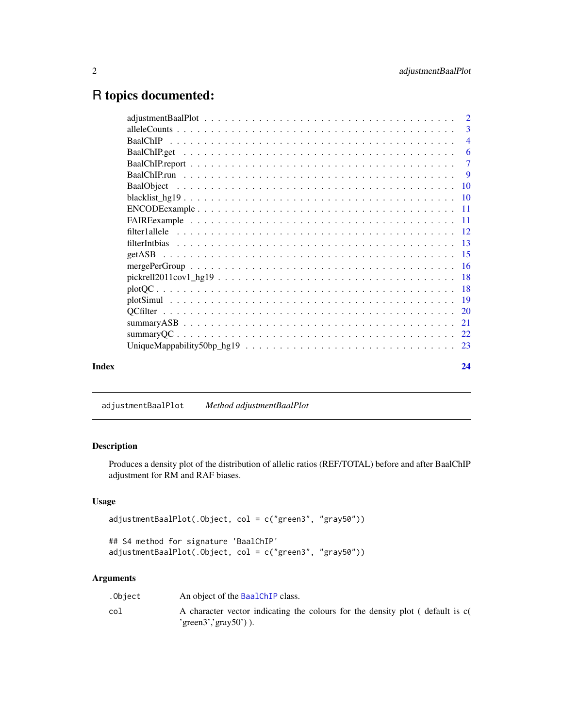# R topics documented:

| | |
|---|---|
| adjustmentBaalPlot | 2 |
| alleleCounts | 3 |
| BaalChIP | 4 |
| BaalChIP.get | 6 |
| BaalChIP.report | 7 |
| BaalChIP.run | 9 |
| BaalObject | 10 |
| blacklist_hg19 | 10 |
| ENCODEexample | 11 |
| FAIREexample | 11 |
| filter1allele | 12 |
| filterIntbias | 13 |
| getASB | 15 |
| mergePerGroup | 16 |
| pickrell2011cov1_hg19 | 18 |
| plotQC | 18 |
| plotSimul | 19 |
| QCfilter | 20 |
| summaryASB | 21 |
| summaryQC | 22 |
| UniqueMappability50bp_hg19 | 23 |
| **Index** | **24** |

---

`adjustmentBaalPlot` *Method adjustmentBaalPlot*

---

### Description

Produces a density plot of the distribution of allelic ratios (REF/TOTAL) before and after BaalChIP adjustment for RM and RAF biases.

### Usage

```
adjustmentBaalPlot(.Object, col = c("green3", "gray50"))

## S4 method for signature 'BaalChIP'
adjustmentBaalPlot(.Object, col = c("green3", "gray50"))
```

### Arguments

| | |
|---|---|
| `.Object` | An object of the `BaalChIP` class. |
| `col` | A character vector indicating the colours for the density plot ( default is c( 'green3','gray50') ). |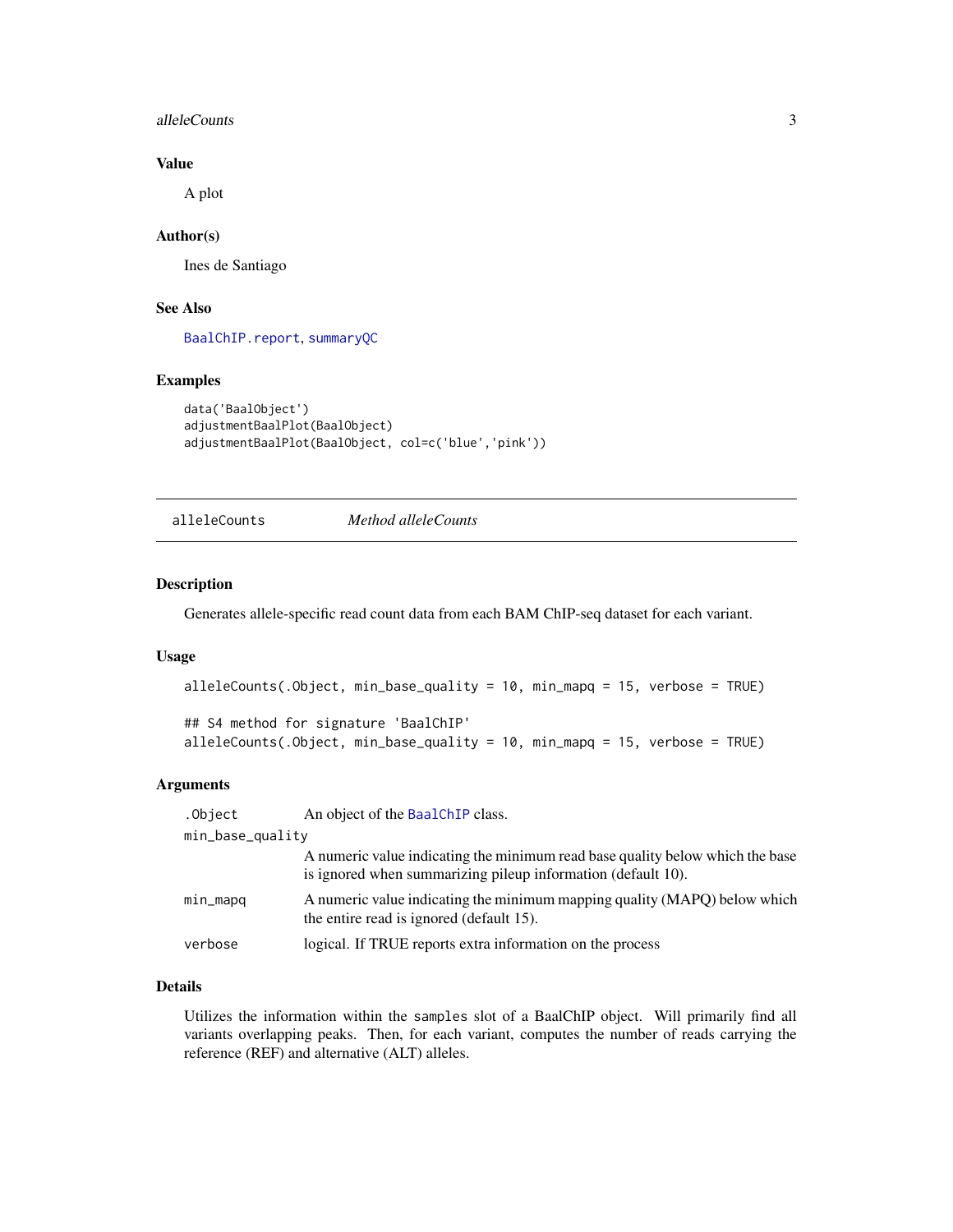## Value

A plot

## Author(s)

Ines de Santiago

## See Also

BaalChIP.report, summaryQC

## Examples

```
data('BaalObject')
adjustmentBaalPlot(BaalObject)
adjustmentBaalPlot(BaalObject, col=c('blue','pink'))
```

---

# alleleCounts    *Method alleleCounts*

---

## Description

Generates allele-specific read count data from each BAM ChIP-seq dataset for each variant.

## Usage

```
alleleCounts(.Object, min_base_quality = 10, min_mapq = 15, verbose = TRUE)

## S4 method for signature 'BaalChIP'
alleleCounts(.Object, min_base_quality = 10, min_mapq = 15, verbose = TRUE)
```

## Arguments

| | |
|---|---|
| .Object | An object of the BaalChIP class. |
| min_base_quality | A numeric value indicating the minimum read base quality below which the base is ignored when summarizing pileup information (default 10). |
| min_mapq | A numeric value indicating the minimum mapping quality (MAPQ) below which the entire read is ignored (default 15). |
| verbose | logical. If TRUE reports extra information on the process |

## Details

Utilizes the information within the samples slot of a BaalChIP object. Will primarily find all variants overlapping peaks. Then, for each variant, computes the number of reads carrying the reference (REF) and alternative (ALT) alleles.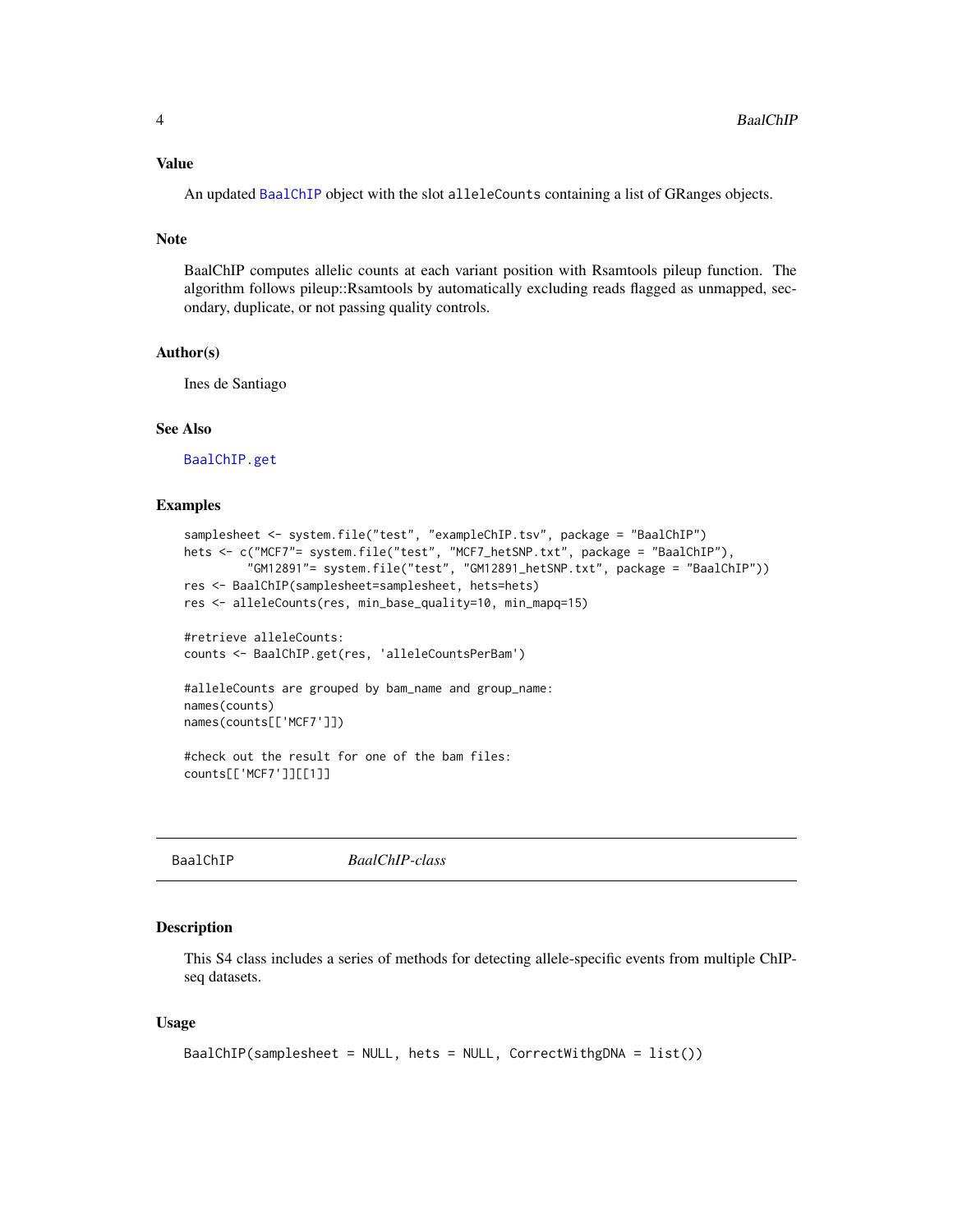### Value

An updated `BaalChIP` object with the slot `alleleCounts` containing a list of GRanges objects.

### Note

BaalChIP computes allelic counts at each variant position with Rsamtools pileup function. The algorithm follows pileup::Rsamtools by automatically excluding reads flagged as unmapped, secondary, duplicate, or not passing quality controls.

### Author(s)

Ines de Santiago

### See Also

`BaalChIP.get`

### Examples

```
samplesheet <- system.file("test", "exampleChIP.tsv", package = "BaalChIP")
hets <- c("MCF7"= system.file("test", "MCF7_hetSNP.txt", package = "BaalChIP"),
          "GM12891"= system.file("test", "GM12891_hetSNP.txt", package = "BaalChIP"))
res <- BaalChIP(samplesheet=samplesheet, hets=hets)
res <- alleleCounts(res, min_base_quality=10, min_mapq=15)

#retrieve alleleCounts:
counts <- BaalChIP.get(res, 'alleleCountsPerBam')

#alleleCounts are grouped by bam_name and group_name:
names(counts)
names(counts[['MCF7']])

#check out the result for one of the bam files:
counts[['MCF7']][[1]]
```

---

## BaalChIP *BaalChIP-class*

---

### Description

This S4 class includes a series of methods for detecting allele-specific events from multiple ChIP-seq datasets.

### Usage

```
BaalChIP(samplesheet = NULL, hets = NULL, CorrectWithgDNA = list())
```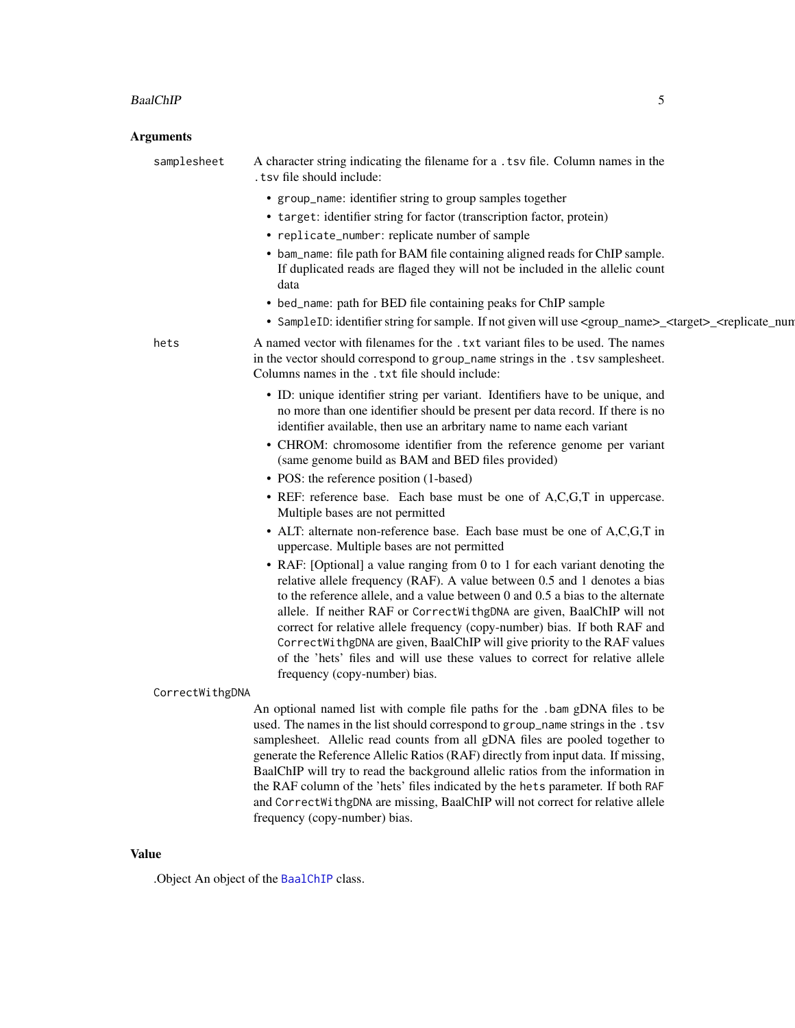## Arguments

**samplesheet**
A character string indicating the filename for a `.tsv` file. Column names in the `.tsv` file should include:

- `group_name`: identifier string to group samples together
- `target`: identifier string for factor (transcription factor, protein)
- `replicate_number`: replicate number of sample
- `bam_name`: file path for BAM file containing aligned reads for ChIP sample. If duplicated reads are flaged they will not be included in the allelic count data
- `bed_name`: path for BED file containing peaks for ChIP sample
- `SampleID`: identifier string for sample. If not given will use <group_name>_<target>_<replicate_num

**hets**
A named vector with filenames for the `.txt` variant files to be used. The names in the vector should correspond to `group_name` strings in the `.tsv` samplesheet. Columns names in the `.txt` file should include:

- ID: unique identifier string per variant. Identifiers have to be unique, and no more than one identifier should be present per data record. If there is no identifier available, then use an arbritary name to name each variant
- CHROM: chromosome identifier from the reference genome per variant (same genome build as BAM and BED files provided)
- POS: the reference position (1-based)
- REF: reference base. Each base must be one of A,C,G,T in uppercase. Multiple bases are not permitted
- ALT: alternate non-reference base. Each base must be one of A,C,G,T in uppercase. Multiple bases are not permitted
- RAF: [Optional] a value ranging from 0 to 1 for each variant denoting the relative allele frequency (RAF). A value between 0.5 and 1 denotes a bias to the reference allele, and a value between 0 and 0.5 a bias to the alternate allele. If neither RAF or `CorrectWithgDNA` are given, BaalChIP will not correct for relative allele frequency (copy-number) bias. If both RAF and `CorrectWithgDNA` are given, BaalChIP will give priority to the RAF values of the 'hets' files and will use these values to correct for relative allele frequency (copy-number) bias.

**CorrectWithgDNA**
An optional named list with comple file paths for the `.bam` gDNA files to be used. The names in the list should correspond to `group_name` strings in the `.tsv` samplesheet. Allelic read counts from all gDNA files are pooled together to generate the Reference Allelic Ratios (RAF) directly from input data. If missing, BaalChIP will try to read the background allelic ratios from the information in the RAF column of the 'hets' files indicated by the `hets` parameter. If both `RAF` and `CorrectWithgDNA` are missing, BaalChIP will not correct for relative allele frequency (copy-number) bias.

## Value

.Object An object of the `BaalChIP` class.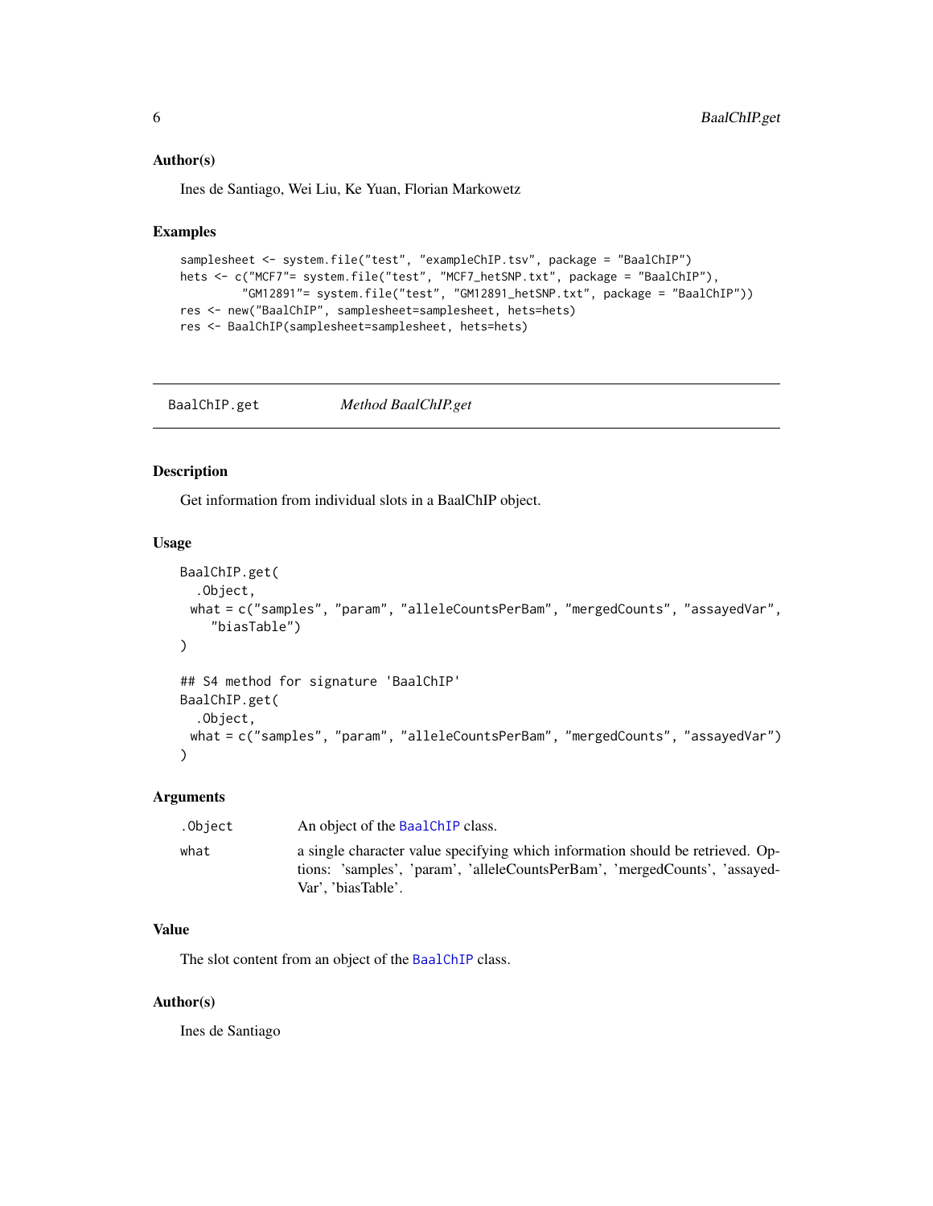### Author(s)

Ines de Santiago, Wei Liu, Ke Yuan, Florian Markowetz

### Examples

```
samplesheet <- system.file("test", "exampleChIP.tsv", package = "BaalChIP")
hets <- c("MCF7"= system.file("test", "MCF7_hetSNP.txt", package = "BaalChIP"),
        "GM12891"= system.file("test", "GM12891_hetSNP.txt", package = "BaalChIP"))
res <- new("BaalChIP", samplesheet=samplesheet, hets=hets)
res <- BaalChIP(samplesheet=samplesheet, hets=hets)
```

---

## BaalChIP.get — *Method BaalChIP.get*

---

### Description

Get information from individual slots in a BaalChIP object.

### Usage

```
BaalChIP.get(
  .Object,
  what = c("samples", "param", "alleleCountsPerBam", "mergedCounts", "assayedVar",
    "biasTable")
)

## S4 method for signature 'BaalChIP'
BaalChIP.get(
  .Object,
  what = c("samples", "param", "alleleCountsPerBam", "mergedCounts", "assayedVar")
)
```

### Arguments

| | |
|---|---|
| .Object | An object of the BaalChIP class. |
| what | a single character value specifying which information should be retrieved. Options: 'samples', 'param', 'alleleCountsPerBam', 'mergedCounts', 'assayedVar', 'biasTable'. |

### Value

The slot content from an object of the BaalChIP class.

### Author(s)

Ines de Santiago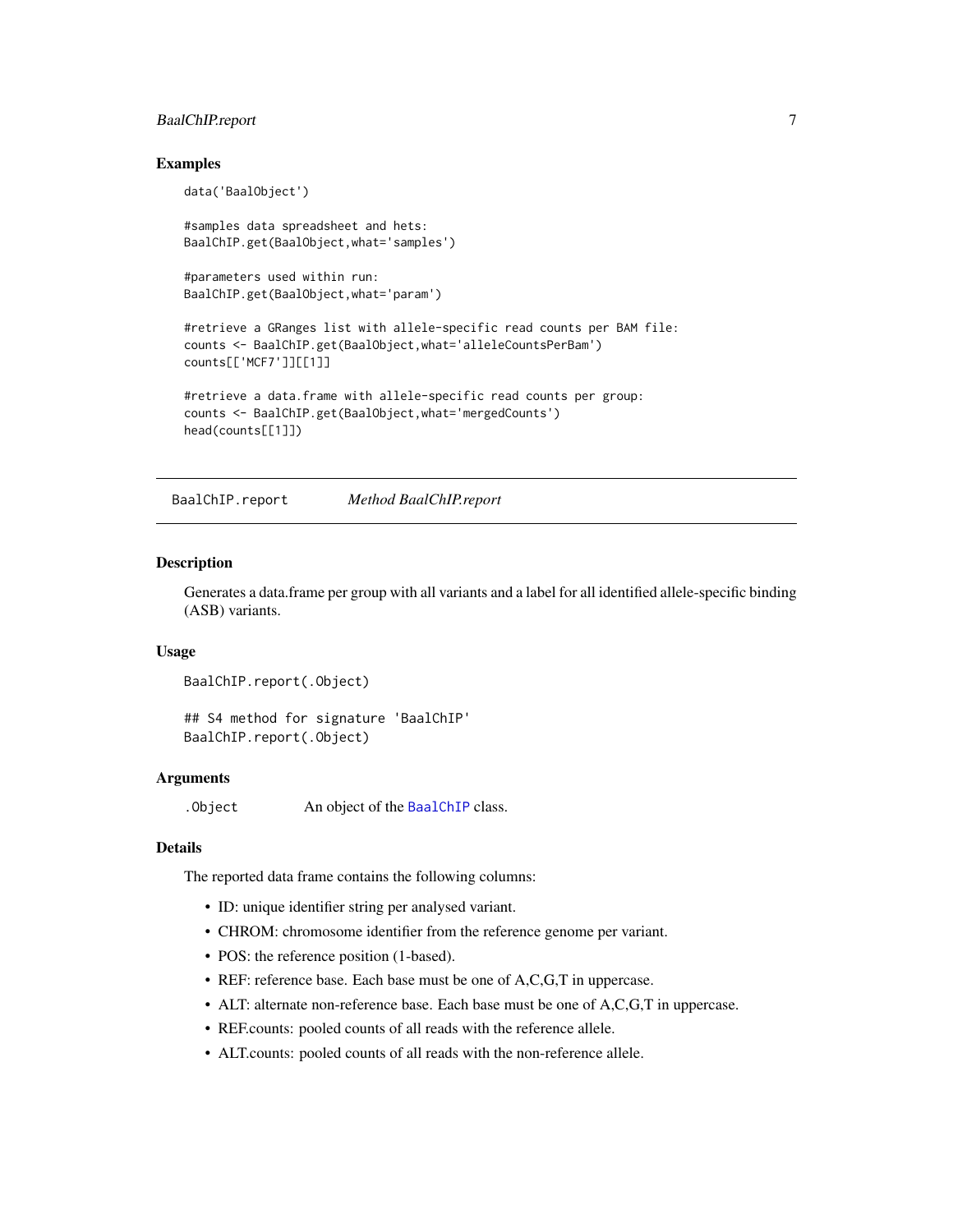## Examples

```
data('BaalObject')

#samples data spreadsheet and hets:
BaalChIP.get(BaalObject,what='samples')

#parameters used within run:
BaalChIP.get(BaalObject,what='param')

#retrieve a GRanges list with allele-specific read counts per BAM file:
counts <- BaalChIP.get(BaalObject,what='alleleCountsPerBam')
counts[['MCF7']][[1]]

#retrieve a data.frame with allele-specific read counts per group:
counts <- BaalChIP.get(BaalObject,what='mergedCounts')
head(counts[[1]])
```

---

# BaalChIP.report — *Method BaalChIP.report*

---

## Description

Generates a data.frame per group with all variants and a label for all identified allele-specific binding (ASB) variants.

## Usage

```
BaalChIP.report(.Object)

## S4 method for signature 'BaalChIP'
BaalChIP.report(.Object)
```

## Arguments

| | |
|---|---|
| `.Object` | An object of the `BaalChIP` class. |

## Details

The reported data frame contains the following columns:

- ID: unique identifier string per analysed variant.
- CHROM: chromosome identifier from the reference genome per variant.
- POS: the reference position (1-based).
- REF: reference base. Each base must be one of A,C,G,T in uppercase.
- ALT: alternate non-reference base. Each base must be one of A,C,G,T in uppercase.
- REF.counts: pooled counts of all reads with the reference allele.
- ALT.counts: pooled counts of all reads with the non-reference allele.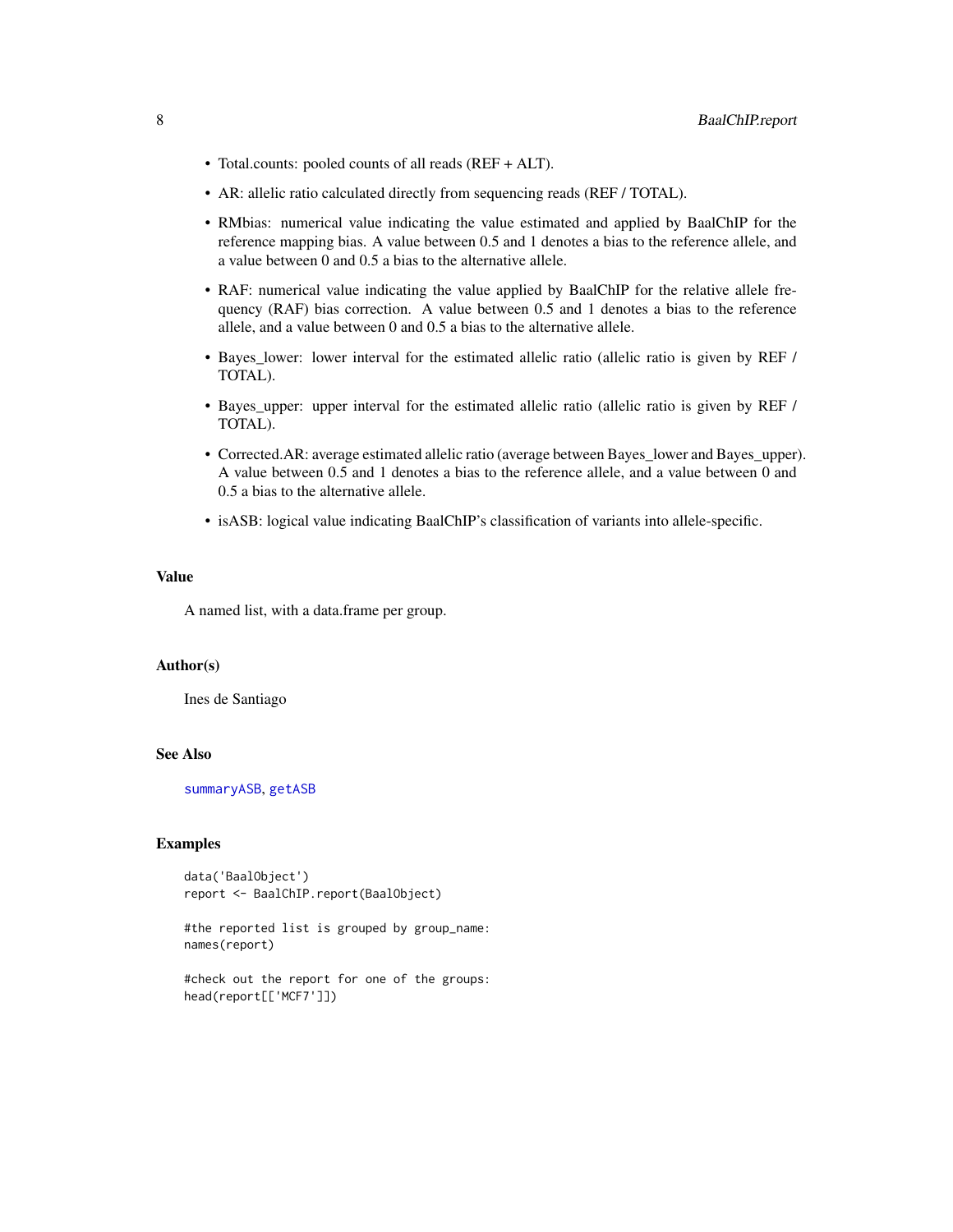- Total.counts: pooled counts of all reads (REF + ALT).
- AR: allelic ratio calculated directly from sequencing reads (REF / TOTAL).
- RMbias: numerical value indicating the value estimated and applied by BaalChIP for the reference mapping bias. A value between 0.5 and 1 denotes a bias to the reference allele, and a value between 0 and 0.5 a bias to the alternative allele.
- RAF: numerical value indicating the value applied by BaalChIP for the relative allele frequency (RAF) bias correction. A value between 0.5 and 1 denotes a bias to the reference allele, and a value between 0 and 0.5 a bias to the alternative allele.
- Bayes_lower: lower interval for the estimated allelic ratio (allelic ratio is given by REF / TOTAL).
- Bayes_upper: upper interval for the estimated allelic ratio (allelic ratio is given by REF / TOTAL).
- Corrected.AR: average estimated allelic ratio (average between Bayes_lower and Bayes_upper). A value between 0.5 and 1 denotes a bias to the reference allele, and a value between 0 and 0.5 a bias to the alternative allele.
- isASB: logical value indicating BaalChIP's classification of variants into allele-specific.

### Value

A named list, with a data.frame per group.

### Author(s)

Ines de Santiago

### See Also

summaryASB, getASB

### Examples

```
data('BaalObject')
report <- BaalChIP.report(BaalObject)

#the reported list is grouped by group_name:
names(report)

#check out the report for one of the groups:
head(report[['MCF7']])
```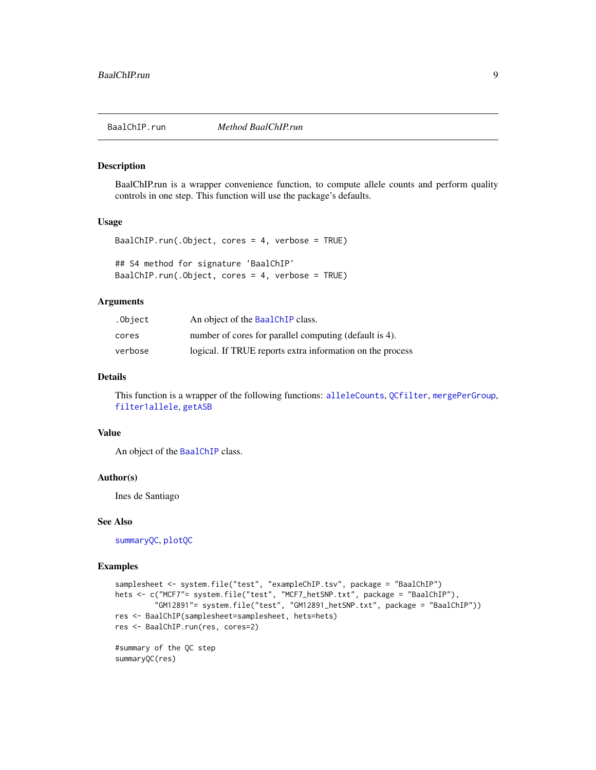BaalChIP.run *Method BaalChIP.run*

## Description

BaalChIP.run is a wrapper convenience function, to compute allele counts and perform quality controls in one step. This function will use the package's defaults.

## Usage

```
BaalChIP.run(.Object, cores = 4, verbose = TRUE)

## S4 method for signature 'BaalChIP'
BaalChIP.run(.Object, cores = 4, verbose = TRUE)
```

## Arguments

| | |
|---|---|
| `.Object` | An object of the `BaalChIP` class. |
| `cores` | number of cores for parallel computing (default is 4). |
| `verbose` | logical. If TRUE reports extra information on the process |

## Details

This function is a wrapper of the following functions: `alleleCounts`, `QCfilter`, `mergePerGroup`, `filter1allele`, `getASB`

## Value

An object of the `BaalChIP` class.

## Author(s)

Ines de Santiago

## See Also

`summaryQC`, `plotQC`

## Examples

```
samplesheet <- system.file("test", "exampleChIP.tsv", package = "BaalChIP")
hets <- c("MCF7"= system.file("test", "MCF7_hetSNP.txt", package = "BaalChIP"),
          "GM12891"= system.file("test", "GM12891_hetSNP.txt", package = "BaalChIP"))
res <- BaalChIP(samplesheet=samplesheet, hets=hets)
res <- BaalChIP.run(res, cores=2)

#summary of the QC step
summaryQC(res)
```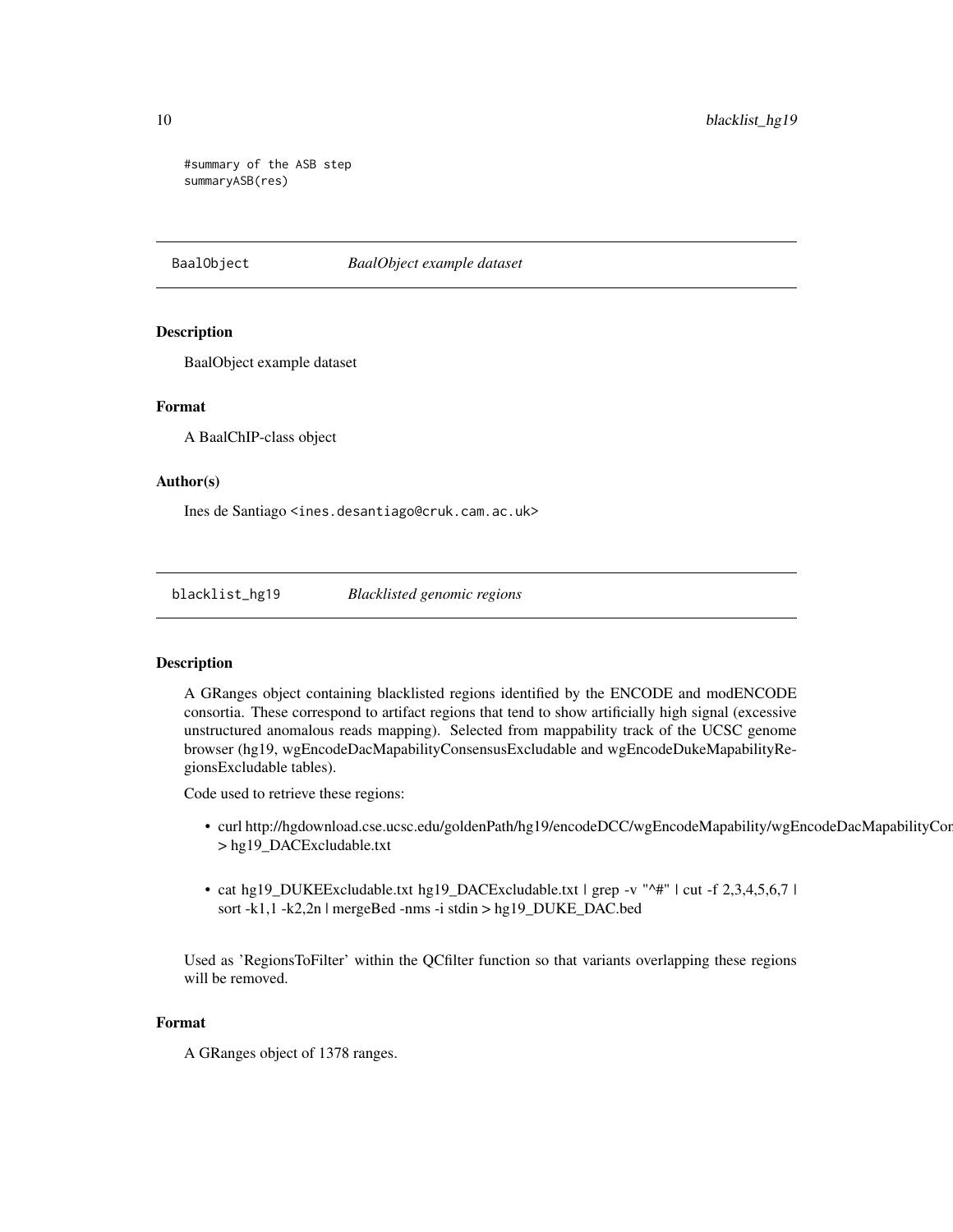```
#summary of the ASB step
summaryASB(res)
```

## BaalObject *BaalObject example dataset*

### Description

BaalObject example dataset

### Format

A BaalChIP-class object

### Author(s)

Ines de Santiago <ines.desantiago@cruk.cam.ac.uk>

## blacklist_hg19 *Blacklisted genomic regions*

### Description

A GRanges object containing blacklisted regions identified by the ENCODE and modENCODE consortia. These correspond to artifact regions that tend to show artificially high signal (excessive unstructured anomalous reads mapping). Selected from mappability track of the UCSC genome browser (hg19, wgEncodeDacMapabilityConsensusExcludable and wgEncodeDukeMapabilityRegionsExcludable tables).

Code used to retrieve these regions:

- curl http://hgdownload.cse.ucsc.edu/goldenPath/hg19/encodeDCC/wgEncodeMapability/wgEncodeDacMapabilityCon > hg19_DACExcludable.txt
- cat hg19_DUKEExcludable.txt hg19_DACExcludable.txt | grep -v "^#" | cut -f 2,3,4,5,6,7 | sort -k1,1 -k2,2n | mergeBed -nms -i stdin > hg19_DUKE_DAC.bed

Used as 'RegionsToFilter' within the QCfilter function so that variants overlapping these regions will be removed.

### Format

A GRanges object of 1378 ranges.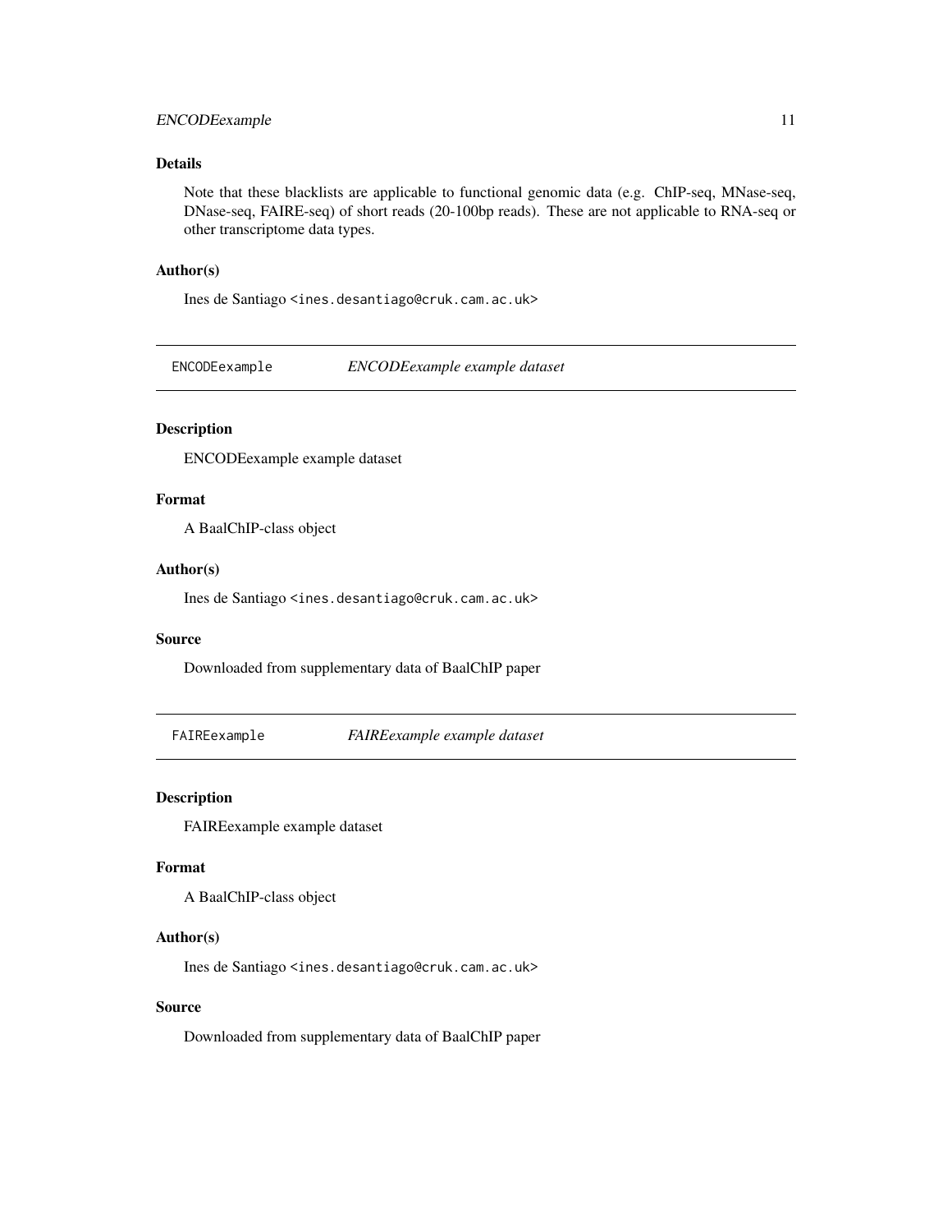### Details

Note that these blacklists are applicable to functional genomic data (e.g. ChIP-seq, MNase-seq, DNase-seq, FAIRE-seq) of short reads (20-100bp reads). These are not applicable to RNA-seq or other transcriptome data types.

### Author(s)

Ines de Santiago <ines.desantiago@cruk.cam.ac.uk>

---

## ENCODEexample — *ENCODEexample example dataset*

---

### Description

ENCODEexample example dataset

### Format

A BaalChIP-class object

### Author(s)

Ines de Santiago <ines.desantiago@cruk.cam.ac.uk>

### Source

Downloaded from supplementary data of BaalChIP paper

---

## FAIREexample — *FAIREexample example dataset*

---

### Description

FAIREexample example dataset

### Format

A BaalChIP-class object

### Author(s)

Ines de Santiago <ines.desantiago@cruk.cam.ac.uk>

### Source

Downloaded from supplementary data of BaalChIP paper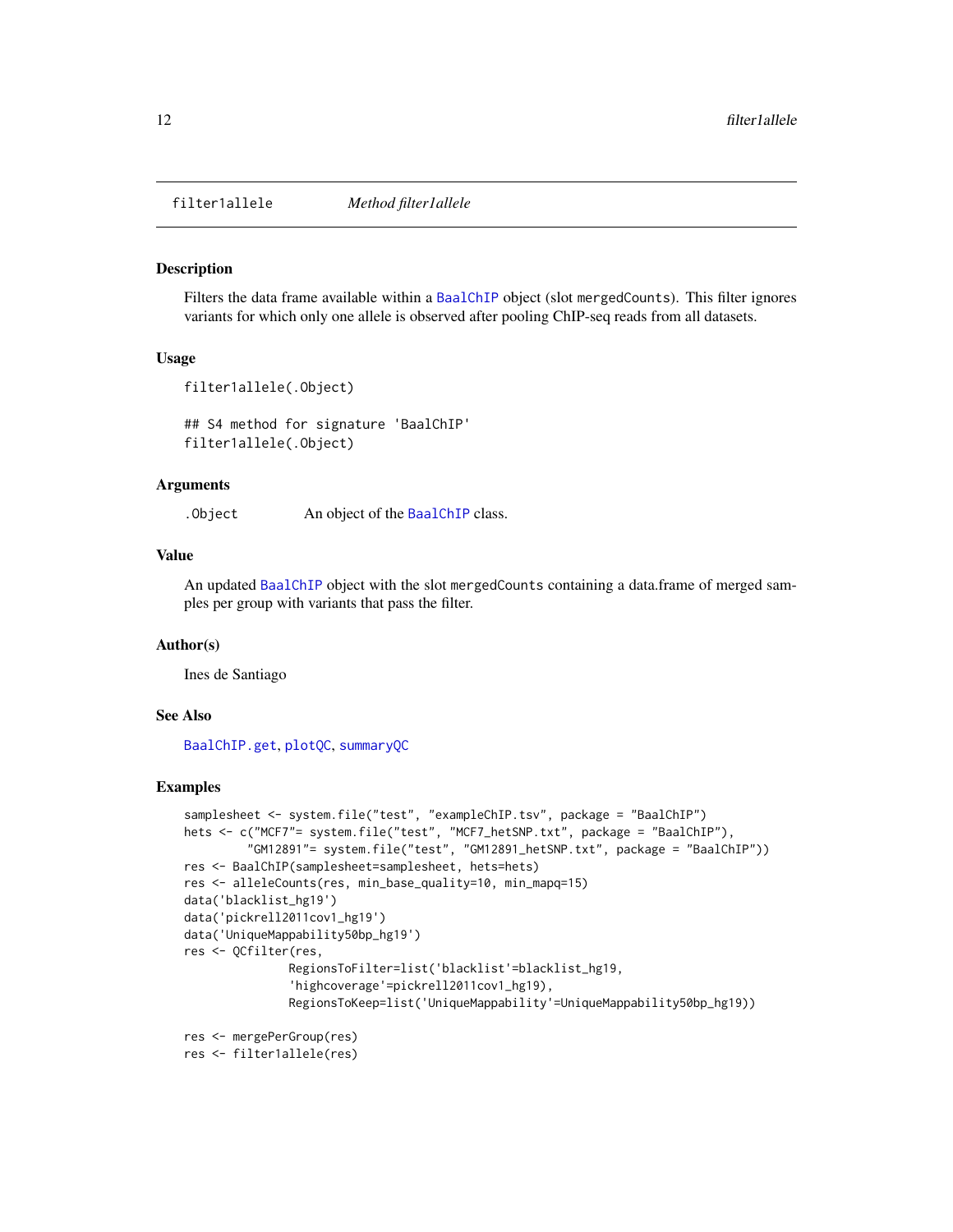# filter1allele — *Method filter1allele*

## Description

Filters the data frame available within a BaalChIP object (slot mergedCounts). This filter ignores variants for which only one allele is observed after pooling ChIP-seq reads from all datasets.

## Usage

```
filter1allele(.Object)

## S4 method for signature 'BaalChIP'
filter1allele(.Object)
```

## Arguments

| | |
|---|---|
| .Object | An object of the BaalChIP class. |

## Value

An updated BaalChIP object with the slot mergedCounts containing a data.frame of merged samples per group with variants that pass the filter.

## Author(s)

Ines de Santiago

## See Also

BaalChIP.get, plotQC, summaryQC

## Examples

```
samplesheet <- system.file("test", "exampleChIP.tsv", package = "BaalChIP")
hets <- c("MCF7"= system.file("test", "MCF7_hetSNP.txt", package = "BaalChIP"),
         "GM12891"= system.file("test", "GM12891_hetSNP.txt", package = "BaalChIP"))
res <- BaalChIP(samplesheet=samplesheet, hets=hets)
res <- alleleCounts(res, min_base_quality=10, min_mapq=15)
data('blacklist_hg19')
data('pickrell2011cov1_hg19')
data('UniqueMappability50bp_hg19')
res <- QCfilter(res,
               RegionsToFilter=list('blacklist'=blacklist_hg19,
               'highcoverage'=pickrell2011cov1_hg19),
               RegionsToKeep=list('UniqueMappability'=UniqueMappability50bp_hg19))

res <- mergePerGroup(res)
res <- filter1allele(res)
```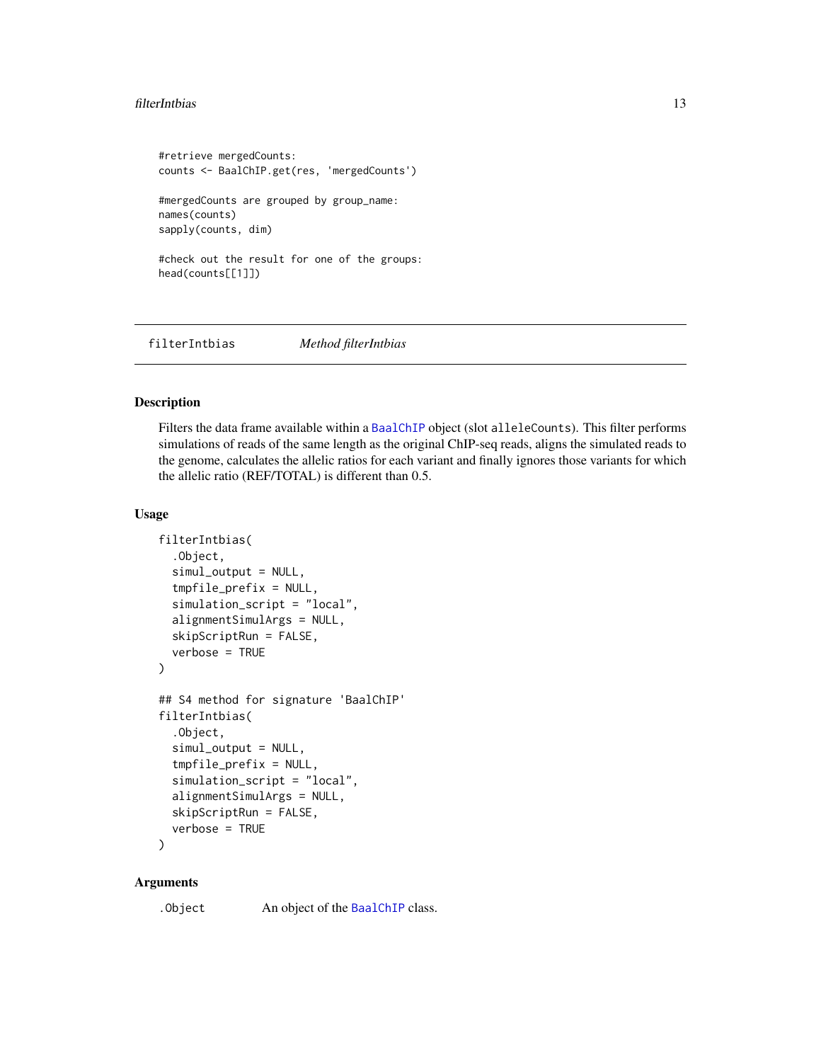```
#retrieve mergedCounts:
counts <- BaalChIP.get(res, 'mergedCounts')

#mergedCounts are grouped by group_name:
names(counts)
sapply(counts, dim)

#check out the result for one of the groups:
head(counts[[1]])
```

---

## filterIntbias — *Method filterIntbias*

### Description

Filters the data frame available within a BaalChIP object (slot alleleCounts). This filter performs simulations of reads of the same length as the original ChIP-seq reads, aligns the simulated reads to the genome, calculates the allelic ratios for each variant and finally ignores those variants for which the allelic ratio (REF/TOTAL) is different than 0.5.

### Usage

```
filterIntbias(
  .Object,
  simul_output = NULL,
  tmpfile_prefix = NULL,
  simulation_script = "local",
  alignmentSimulArgs = NULL,
  skipScriptRun = FALSE,
  verbose = TRUE
)

## S4 method for signature 'BaalChIP'
filterIntbias(
  .Object,
  simul_output = NULL,
  tmpfile_prefix = NULL,
  simulation_script = "local",
  alignmentSimulArgs = NULL,
  skipScriptRun = FALSE,
  verbose = TRUE
)
```

### Arguments

| | |
|---|---|
| .Object | An object of the BaalChIP class. |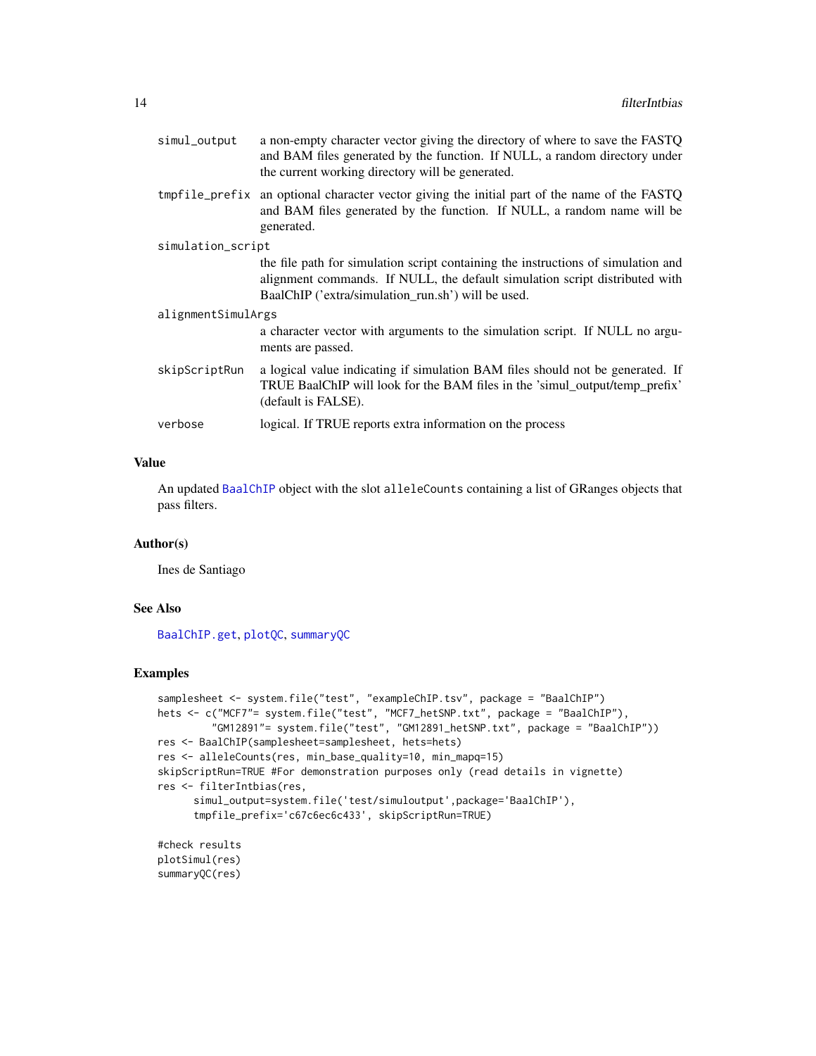| | |
|---|---|
| simul_output | a non-empty character vector giving the directory of where to save the FASTQ and BAM files generated by the function. If NULL, a random directory under the current working directory will be generated. |
| tmpfile_prefix | an optional character vector giving the initial part of the name of the FASTQ and BAM files generated by the function. If NULL, a random name will be generated. |
| simulation_script | the file path for simulation script containing the instructions of simulation and alignment commands. If NULL, the default simulation script distributed with BaalChIP ('extra/simulation_run.sh') will be used. |
| alignmentSimulArgs | a character vector with arguments to the simulation script. If NULL no arguments are passed. |
| skipScriptRun | a logical value indicating if simulation BAM files should not be generated. If TRUE BaalChIP will look for the BAM files in the 'simul_output/temp_prefix' (default is FALSE). |
| verbose | logical. If TRUE reports extra information on the process |

## Value

An updated BaalChIP object with the slot alleleCounts containing a list of GRanges objects that pass filters.

## Author(s)

Ines de Santiago

## See Also

BaalChIP.get, plotQC, summaryQC

## Examples

```
samplesheet <- system.file("test", "exampleChIP.tsv", package = "BaalChIP")
hets <- c("MCF7"= system.file("test", "MCF7_hetSNP.txt", package = "BaalChIP"),
        "GM12891"= system.file("test", "GM12891_hetSNP.txt", package = "BaalChIP"))
res <- BaalChIP(samplesheet=samplesheet, hets=hets)
res <- alleleCounts(res, min_base_quality=10, min_mapq=15)
skipScriptRun=TRUE #For demonstration purposes only (read details in vignette)
res <- filterIntbias(res,
      simul_output=system.file('test/simuloutput',package='BaalChIP'),
      tmpfile_prefix='c67c6ec6c433', skipScriptRun=TRUE)

#check results
plotSimul(res)
summaryQC(res)
```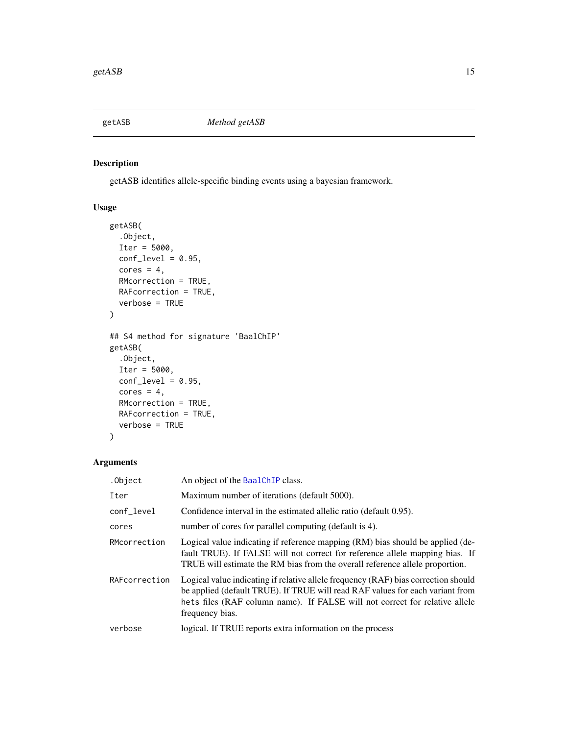# getASB — *Method getASB*

## Description

getASB identifies allele-specific binding events using a bayesian framework.

## Usage

```
getASB(
  .Object,
  Iter = 5000,
  conf_level = 0.95,
  cores = 4,
  RMcorrection = TRUE,
  RAFcorrection = TRUE,
  verbose = TRUE
)

## S4 method for signature 'BaalChIP'
getASB(
  .Object,
  Iter = 5000,
  conf_level = 0.95,
  cores = 4,
  RMcorrection = TRUE,
  RAFcorrection = TRUE,
  verbose = TRUE
)
```

## Arguments

| | |
|---|---|
| `.Object` | An object of the `BaalChIP` class. |
| `Iter` | Maximum number of iterations (default 5000). |
| `conf_level` | Confidence interval in the estimated allelic ratio (default 0.95). |
| `cores` | number of cores for parallel computing (default is 4). |
| `RMcorrection` | Logical value indicating if reference mapping (RM) bias should be applied (default TRUE). If FALSE will not correct for reference allele mapping bias. If TRUE will estimate the RM bias from the overall reference allele proportion. |
| `RAFcorrection` | Logical value indicating if relative allele frequency (RAF) bias correction should be applied (default TRUE). If TRUE will read RAF values for each variant from `hets` files (RAF column name). If FALSE will not correct for relative allele frequency bias. |
| `verbose` | logical. If TRUE reports extra information on the process |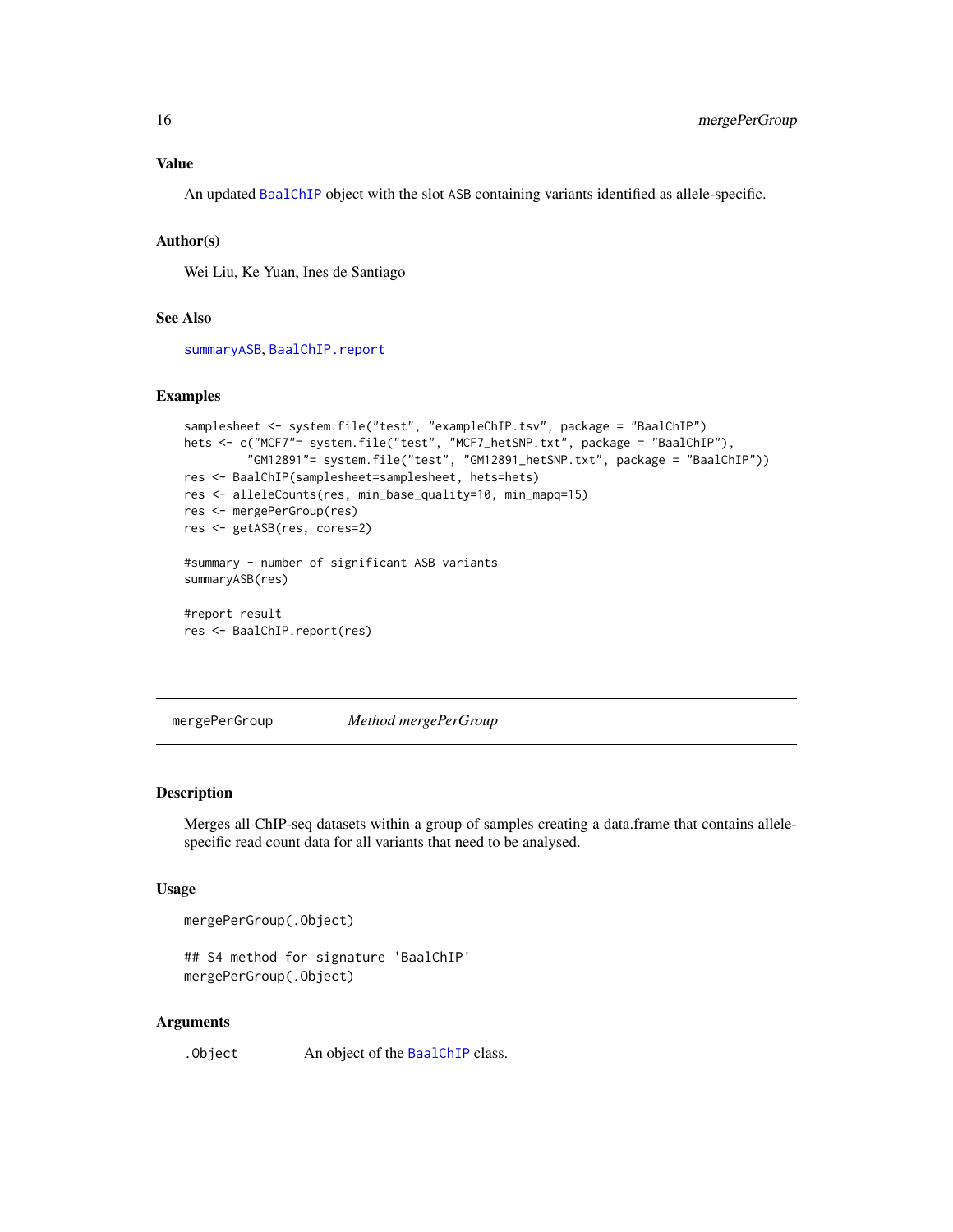### Value

An updated BaalChIP object with the slot ASB containing variants identified as allele-specific.

### Author(s)

Wei Liu, Ke Yuan, Ines de Santiago

### See Also

summaryASB, BaalChIP.report

### Examples

```
samplesheet <- system.file("test", "exampleChIP.tsv", package = "BaalChIP")
hets <- c("MCF7"= system.file("test", "MCF7_hetSNP.txt", package = "BaalChIP"),
          "GM12891"= system.file("test", "GM12891_hetSNP.txt", package = "BaalChIP"))
res <- BaalChIP(samplesheet=samplesheet, hets=hets)
res <- alleleCounts(res, min_base_quality=10, min_mapq=15)
res <- mergePerGroup(res)
res <- getASB(res, cores=2)

#summary - number of significant ASB variants
summaryASB(res)

#report result
res <- BaalChIP.report(res)
```

---

## mergePerGroup    *Method mergePerGroup*

---

### Description

Merges all ChIP-seq datasets within a group of samples creating a data.frame that contains allele-specific read count data for all variants that need to be analysed.

### Usage

```
mergePerGroup(.Object)

## S4 method for signature 'BaalChIP'
mergePerGroup(.Object)
```

### Arguments

| | |
|---|---|
| .Object | An object of the BaalChIP class. |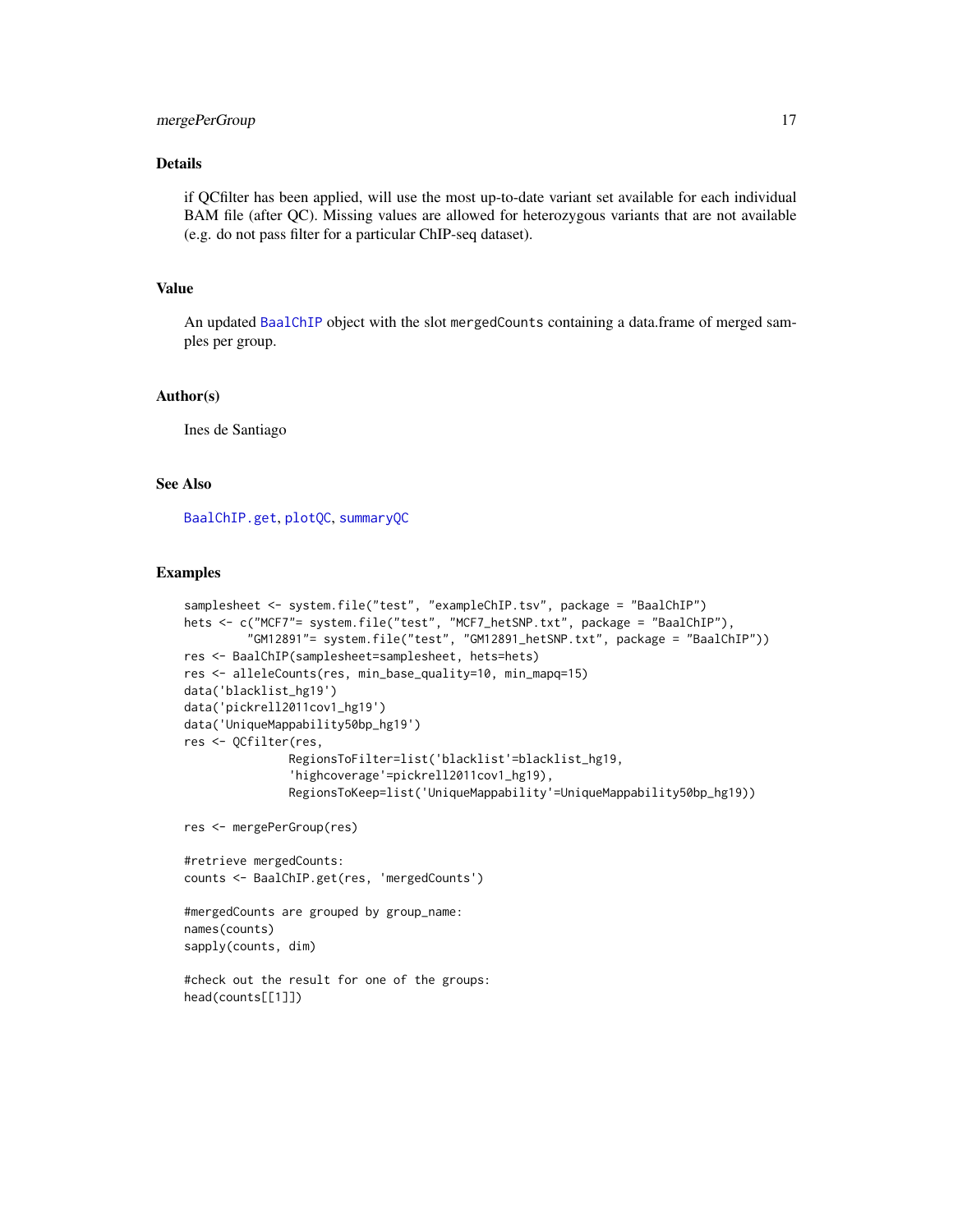## Details

if QCfilter has been applied, will use the most up-to-date variant set available for each individual BAM file (after QC). Missing values are allowed for heterozygous variants that are not available (e.g. do not pass filter for a particular ChIP-seq dataset).

## Value

An updated BaalChIP object with the slot mergedCounts containing a data.frame of merged samples per group.

## Author(s)

Ines de Santiago

## See Also

BaalChIP.get, plotQC, summaryQC

## Examples

```
samplesheet <- system.file("test", "exampleChIP.tsv", package = "BaalChIP")
hets <- c("MCF7"= system.file("test", "MCF7_hetSNP.txt", package = "BaalChIP"),
        "GM12891"= system.file("test", "GM12891_hetSNP.txt", package = "BaalChIP"))
res <- BaalChIP(samplesheet=samplesheet, hets=hets)
res <- alleleCounts(res, min_base_quality=10, min_mapq=15)
data('blacklist_hg19')
data('pickrell2011cov1_hg19')
data('UniqueMappability50bp_hg19')
res <- QCfilter(res,
              RegionsToFilter=list('blacklist'=blacklist_hg19,
              'highcoverage'=pickrell2011cov1_hg19),
              RegionsToKeep=list('UniqueMappability'=UniqueMappability50bp_hg19))

res <- mergePerGroup(res)

#retrieve mergedCounts:
counts <- BaalChIP.get(res, 'mergedCounts')

#mergedCounts are grouped by group_name:
names(counts)
sapply(counts, dim)

#check out the result for one of the groups:
head(counts[[1]])
```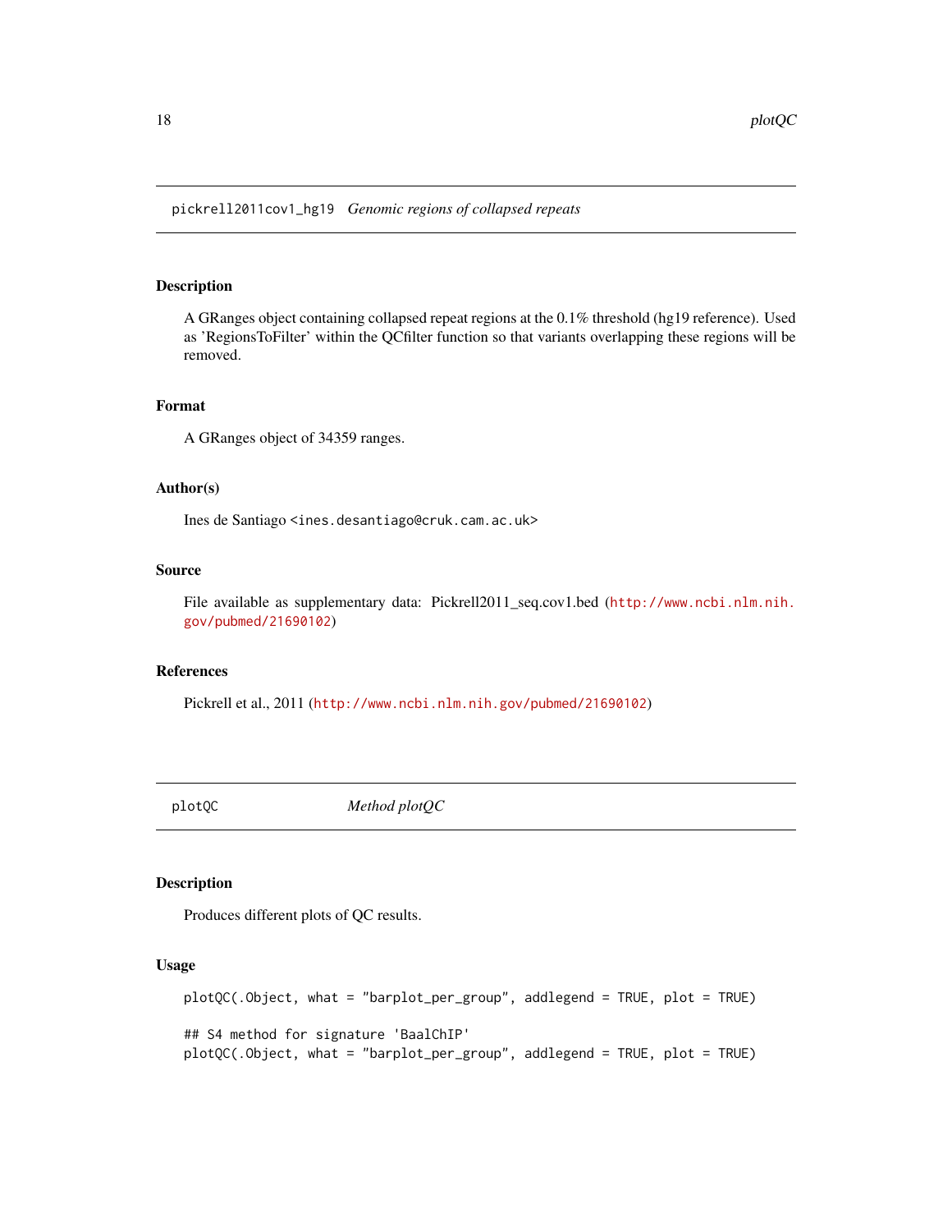## pickrell2011cov1_hg19 *Genomic regions of collapsed repeats*

### Description

A GRanges object containing collapsed repeat regions at the 0.1% threshold (hg19 reference). Used as 'RegionsToFilter' within the QCfilter function so that variants overlapping these regions will be removed.

### Format

A GRanges object of 34359 ranges.

### Author(s)

Ines de Santiago <ines.desantiago@cruk.cam.ac.uk>

### Source

File available as supplementary data: Pickrell2011_seq.cov1.bed (http://www.ncbi.nlm.nih.gov/pubmed/21690102)

### References

Pickrell et al., 2011 (http://www.ncbi.nlm.nih.gov/pubmed/21690102)

## plotQC *Method plotQC*

### Description

Produces different plots of QC results.

### Usage

```
plotQC(.Object, what = "barplot_per_group", addlegend = TRUE, plot = TRUE)

## S4 method for signature 'BaalChIP'
plotQC(.Object, what = "barplot_per_group", addlegend = TRUE, plot = TRUE)
```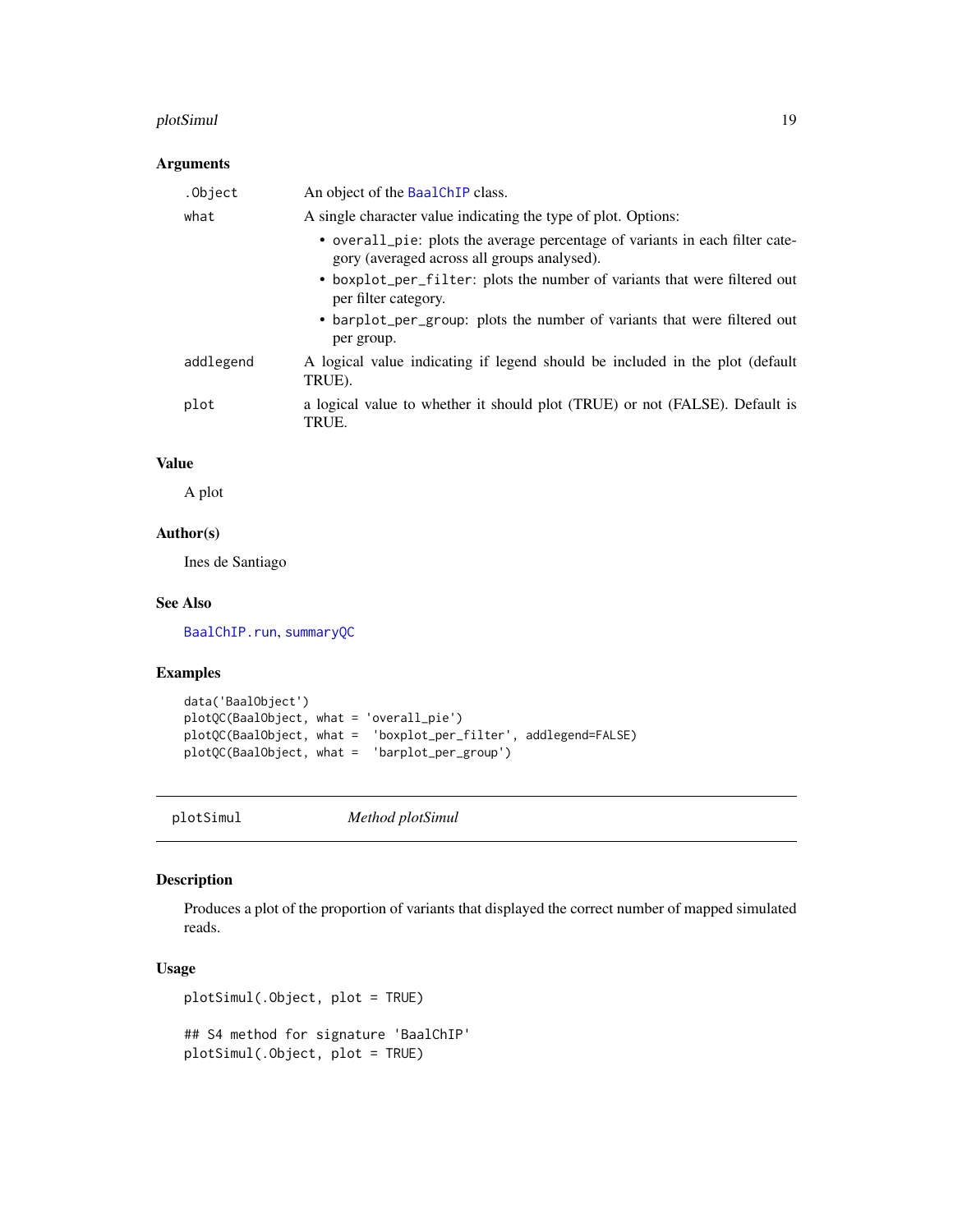### Arguments

| | |
|---|---|
| .Object | An object of the BaalChIP class. |
| what | A single character value indicating the type of plot. Options: <br>• overall_pie: plots the average percentage of variants in each filter category (averaged across all groups analysed). <br>• boxplot_per_filter: plots the number of variants that were filtered out per filter category. <br>• barplot_per_group: plots the number of variants that were filtered out per group. |
| addlegend | A logical value indicating if legend should be included in the plot (default TRUE). |
| plot | a logical value to whether it should plot (TRUE) or not (FALSE). Default is TRUE. |

### Value

A plot

### Author(s)

Ines de Santiago

### See Also

BaalChIP.run, summaryQC

### Examples

```
data('BaalObject')
plotQC(BaalObject, what = 'overall_pie')
plotQC(BaalObject, what =  'boxplot_per_filter', addlegend=FALSE)
plotQC(BaalObject, what =  'barplot_per_group')
```

---

## plotSimul    *Method plotSimul*

### Description

Produces a plot of the proportion of variants that displayed the correct number of mapped simulated reads.

### Usage

```
plotSimul(.Object, plot = TRUE)

## S4 method for signature 'BaalChIP'
plotSimul(.Object, plot = TRUE)
```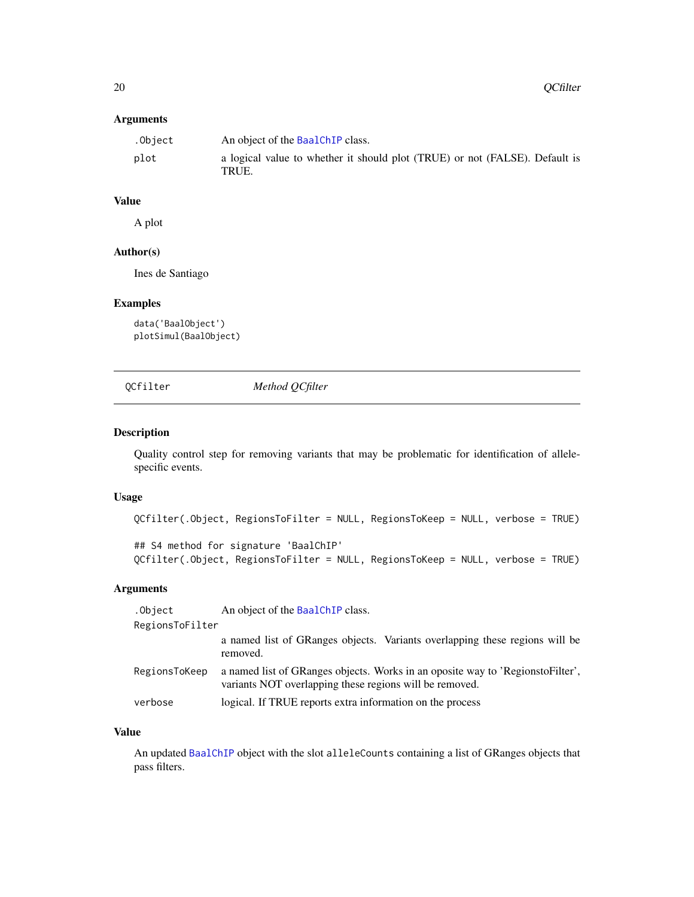### Arguments

| | |
|---|---|
| `.Object` | An object of the BaalChIP class. |
| `plot` | a logical value to whether it should plot (TRUE) or not (FALSE). Default is TRUE. |

### Value

A plot

### Author(s)

Ines de Santiago

### Examples

```
data('BaalObject')
plotSimul(BaalObject)
```

---

## QCfilter — *Method QCfilter*

---

### Description

Quality control step for removing variants that may be problematic for identification of allele-specific events.

### Usage

```
QCfilter(.Object, RegionsToFilter = NULL, RegionsToKeep = NULL, verbose = TRUE)

## S4 method for signature 'BaalChIP'
QCfilter(.Object, RegionsToFilter = NULL, RegionsToKeep = NULL, verbose = TRUE)
```

### Arguments

| | |
|---|---|
| `.Object` | An object of the BaalChIP class. |
| `RegionsToFilter` | a named list of GRanges objects. Variants overlapping these regions will be removed. |
| `RegionsToKeep` | a named list of GRanges objects. Works in an oposite way to 'RegionstoFilter', variants NOT overlapping these regions will be removed. |
| `verbose` | logical. If TRUE reports extra information on the process |

### Value

An updated BaalChIP object with the slot `alleleCounts` containing a list of GRanges objects that pass filters.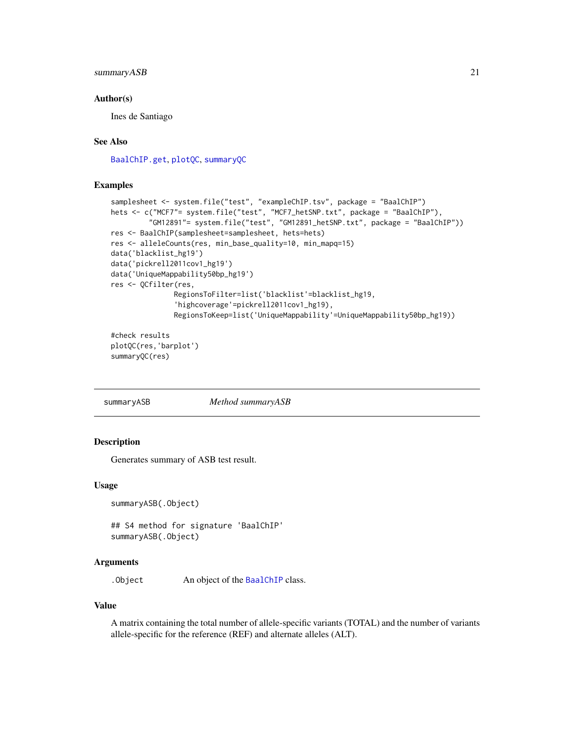### Author(s)

Ines de Santiago

### See Also

BaalChIP.get, plotQC, summaryQC

### Examples

```
samplesheet <- system.file("test", "exampleChIP.tsv", package = "BaalChIP")
hets <- c("MCF7"= system.file("test", "MCF7_hetSNP.txt", package = "BaalChIP"),
        "GM12891"= system.file("test", "GM12891_hetSNP.txt", package = "BaalChIP"))
res <- BaalChIP(samplesheet=samplesheet, hets=hets)
res <- alleleCounts(res, min_base_quality=10, min_mapq=15)
data('blacklist_hg19')
data('pickrell2011cov1_hg19')
data('UniqueMappability50bp_hg19')
res <- QCfilter(res,
               RegionsToFilter=list('blacklist'=blacklist_hg19,
               'highcoverage'=pickrell2011cov1_hg19),
               RegionsToKeep=list('UniqueMappability'=UniqueMappability50bp_hg19))

#check results
plotQC(res,'barplot')
summaryQC(res)
```

---

## summaryASB    *Method summaryASB*

---

### Description

Generates summary of ASB test result.

### Usage

```
summaryASB(.Object)

## S4 method for signature 'BaalChIP'
summaryASB(.Object)
```

### Arguments

.Object    An object of the BaalChIP class.

### Value

A matrix containing the total number of allele-specific variants (TOTAL) and the number of variants allele-specific for the reference (REF) and alternate alleles (ALT).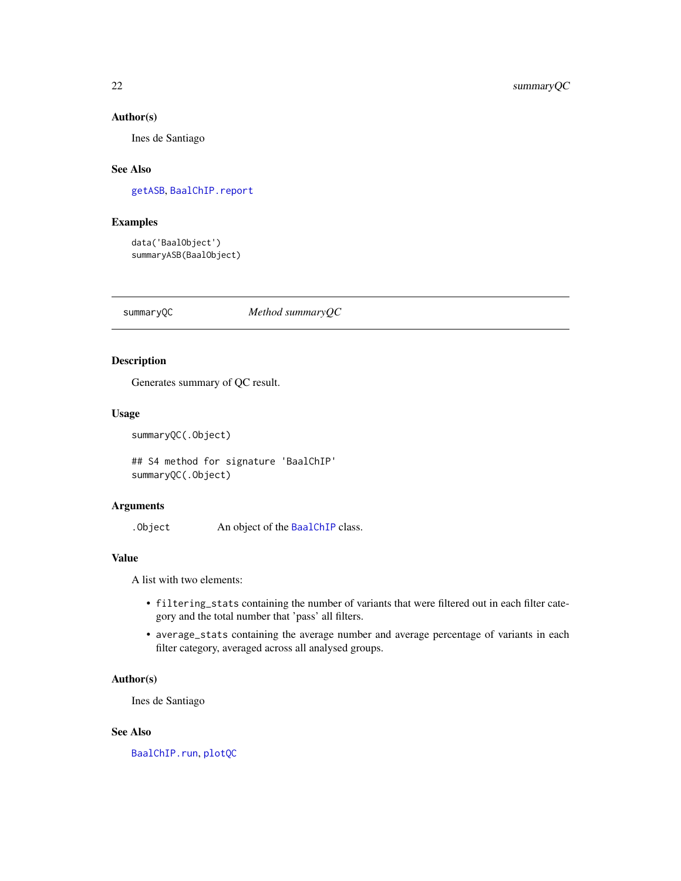### Author(s)

Ines de Santiago

### See Also

getASB, BaalChIP.report

### Examples

```
data('BaalObject')
summaryASB(BaalObject)
```

---

## summaryQC — *Method summaryQC*

---

### Description

Generates summary of QC result.

### Usage

```
summaryQC(.Object)

## S4 method for signature 'BaalChIP'
summaryQC(.Object)
```

### Arguments

| | |
|---|---|
| `.Object` | An object of the BaalChIP class. |

### Value

A list with two elements:

- `filtering_stats` containing the number of variants that were filtered out in each filter category and the total number that 'pass' all filters.
- `average_stats` containing the average number and average percentage of variants in each filter category, averaged across all analysed groups.

### Author(s)

Ines de Santiago

### See Also

BaalChIP.run, plotQC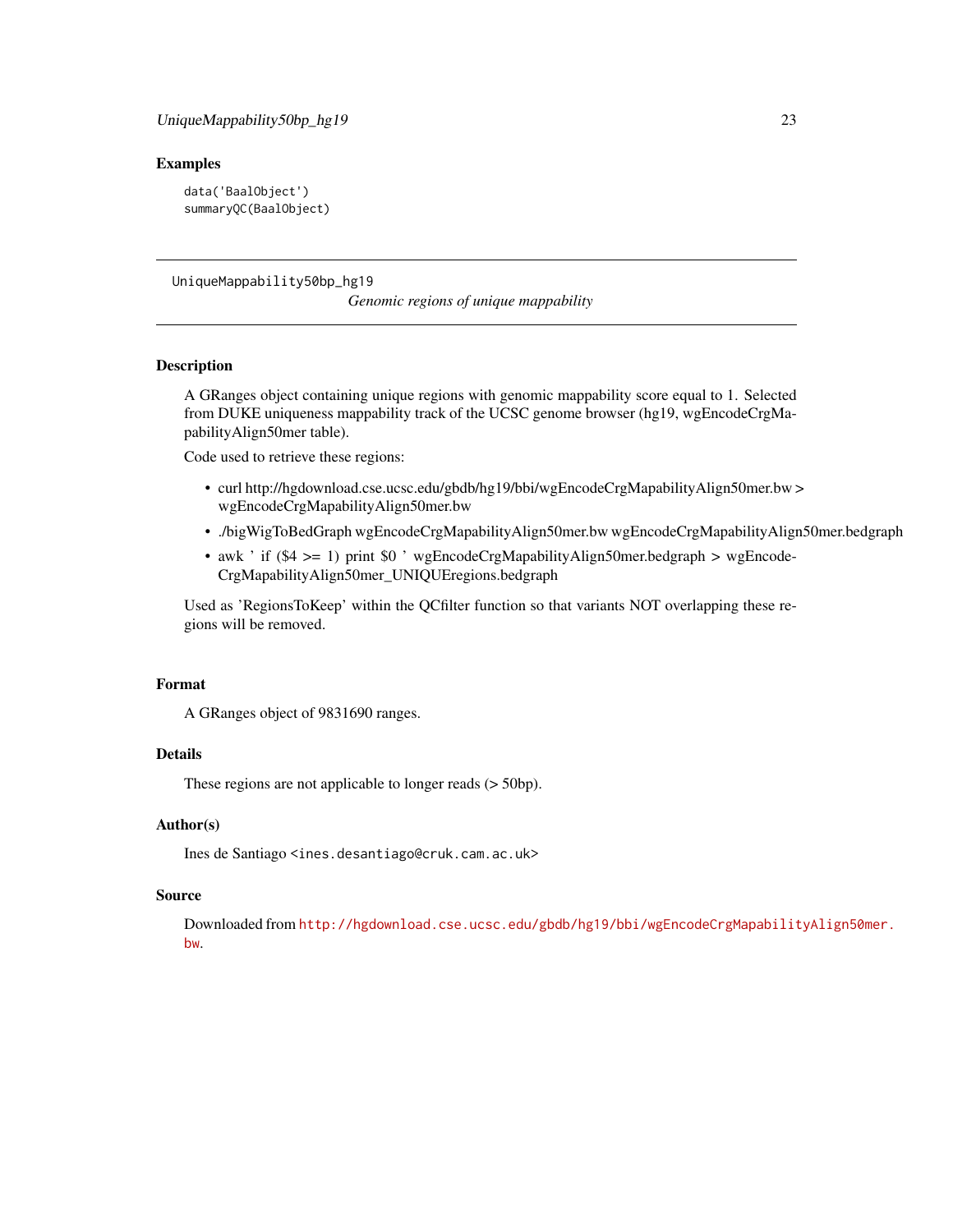## Examples

```
data('BaalObject')
summaryQC(BaalObject)
```

---

# UniqueMappability50bp_hg19

*Genomic regions of unique mappability*

---

## Description

A GRanges object containing unique regions with genomic mappability score equal to 1. Selected from DUKE uniqueness mappability track of the UCSC genome browser (hg19, wgEncodeCrgMapabilityAlign50mer table).

Code used to retrieve these regions:

- curl http://hgdownload.cse.ucsc.edu/gbdb/hg19/bbi/wgEncodeCrgMapabilityAlign50mer.bw > wgEncodeCrgMapabilityAlign50mer.bw
- ./bigWigToBedGraph wgEncodeCrgMapabilityAlign50mer.bw wgEncodeCrgMapabilityAlign50mer.bedgraph
- awk ' if ($4 >= 1) print $0 ' wgEncodeCrgMapabilityAlign50mer.bedgraph > wgEncodeCrgMapabilityAlign50mer_UNIQUEregions.bedgraph

Used as 'RegionsToKeep' within the QCfilter function so that variants NOT overlapping these regions will be removed.

## Format

A GRanges object of 9831690 ranges.

## Details

These regions are not applicable to longer reads (> 50bp).

## Author(s)

Ines de Santiago <ines.desantiago@cruk.cam.ac.uk>

## Source

Downloaded from http://hgdownload.cse.ucsc.edu/gbdb/hg19/bbi/wgEncodeCrgMapabilityAlign50mer.bw.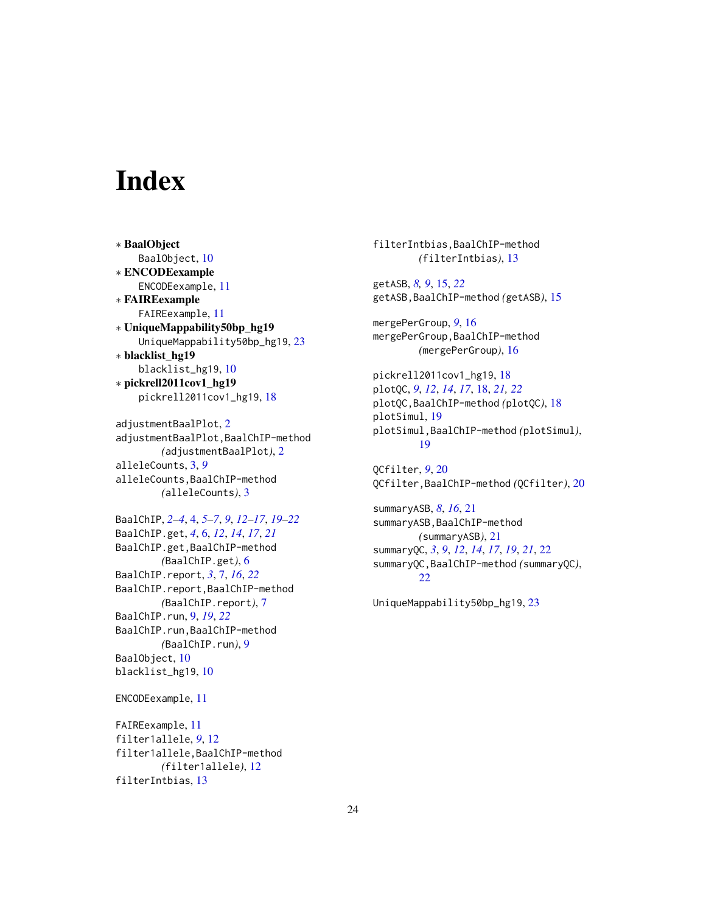# Index

∗ **BaalObject**
BaalObject, 10

∗ **ENCODEexample**
ENCODEexample, 11

∗ **FAIREexample**
FAIREexample, 11

∗ **UniqueMappability50bp_hg19**
UniqueMappability50bp_hg19, 23

∗ **blacklist_hg19**
blacklist_hg19, 10

∗ **pickrell2011cov1_hg19**
pickrell2011cov1_hg19, 18

adjustmentBaalPlot, 2
adjustmentBaalPlot,BaalChIP-method (adjustmentBaalPlot), 2
alleleCounts, 3, *9*
alleleCounts,BaalChIP-method (alleleCounts), 3

BaalChIP, *2–4*, 4, *5–7*, *9*, *12–17*, *19–22*
BaalChIP.get, *4*, 6, *12*, *14*, *17*, *21*
BaalChIP.get,BaalChIP-method (BaalChIP.get), 6
BaalChIP.report, *3*, 7, *16*, *22*
BaalChIP.report,BaalChIP-method (BaalChIP.report), 7
BaalChIP.run, 9, *19*, *22*
BaalChIP.run,BaalChIP-method (BaalChIP.run), 9
BaalObject, 10
blacklist_hg19, 10

ENCODEexample, 11

FAIREexample, 11
filter1allele, *9*, 12
filter1allele,BaalChIP-method (filter1allele), 12
filterIntbias, 13
filterIntbias,BaalChIP-method (filterIntbias), 13

getASB, *8*, *9*, 15, *22*
getASB,BaalChIP-method (getASB), 15

mergePerGroup, *9*, 16
mergePerGroup,BaalChIP-method (mergePerGroup), 16

pickrell2011cov1_hg19, 18
plotQC, *9*, *12*, *14*, *17*, 18, *21*, *22*
plotQC,BaalChIP-method (plotQC), 18
plotSimul, 19
plotSimul,BaalChIP-method (plotSimul), 19

QCfilter, *9*, 20
QCfilter,BaalChIP-method (QCfilter), 20

summaryASB, *8*, *16*, 21
summaryASB,BaalChIP-method (summaryASB), 21
summaryQC, *3*, *9*, *12*, *14*, *17*, *19*, *21*, 22
summaryQC,BaalChIP-method (summaryQC), 22

UniqueMappability50bp_hg19, 23